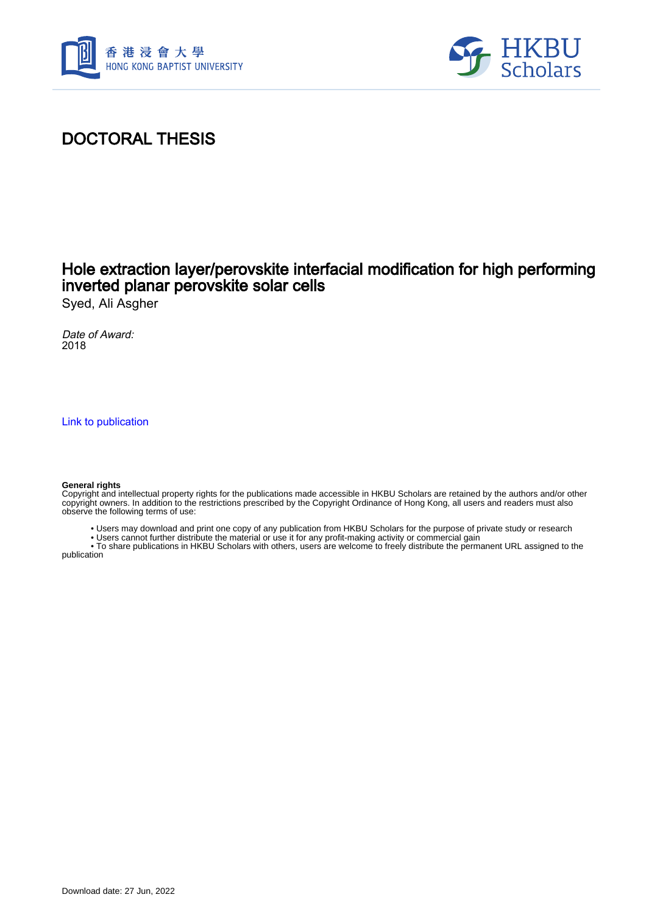# DOCTORAL THESIS

## Hole extraction layer/perovskite interfacial modification for high performing inverted planar perovskite solar cells

Syed, Ali Asgher

*Date of Award:*
2018

Link to publication

**General rights**
Copyright and intellectual property rights for the publications made accessible in HKBU Scholars are retained by the authors and/or other copyright owners. In addition to the restrictions prescribed by the Copyright Ordinance of Hong Kong, all users and readers must also observe the following terms of use:

- Users may download and print one copy of any publication from HKBU Scholars for the purpose of private study or research
- Users cannot further distribute the material or use it for any profit-making activity or commercial gain
- To share publications in HKBU Scholars with others, users are welcome to freely distribute the permanent URL assigned to the publication

Download date: 27 Jun, 2022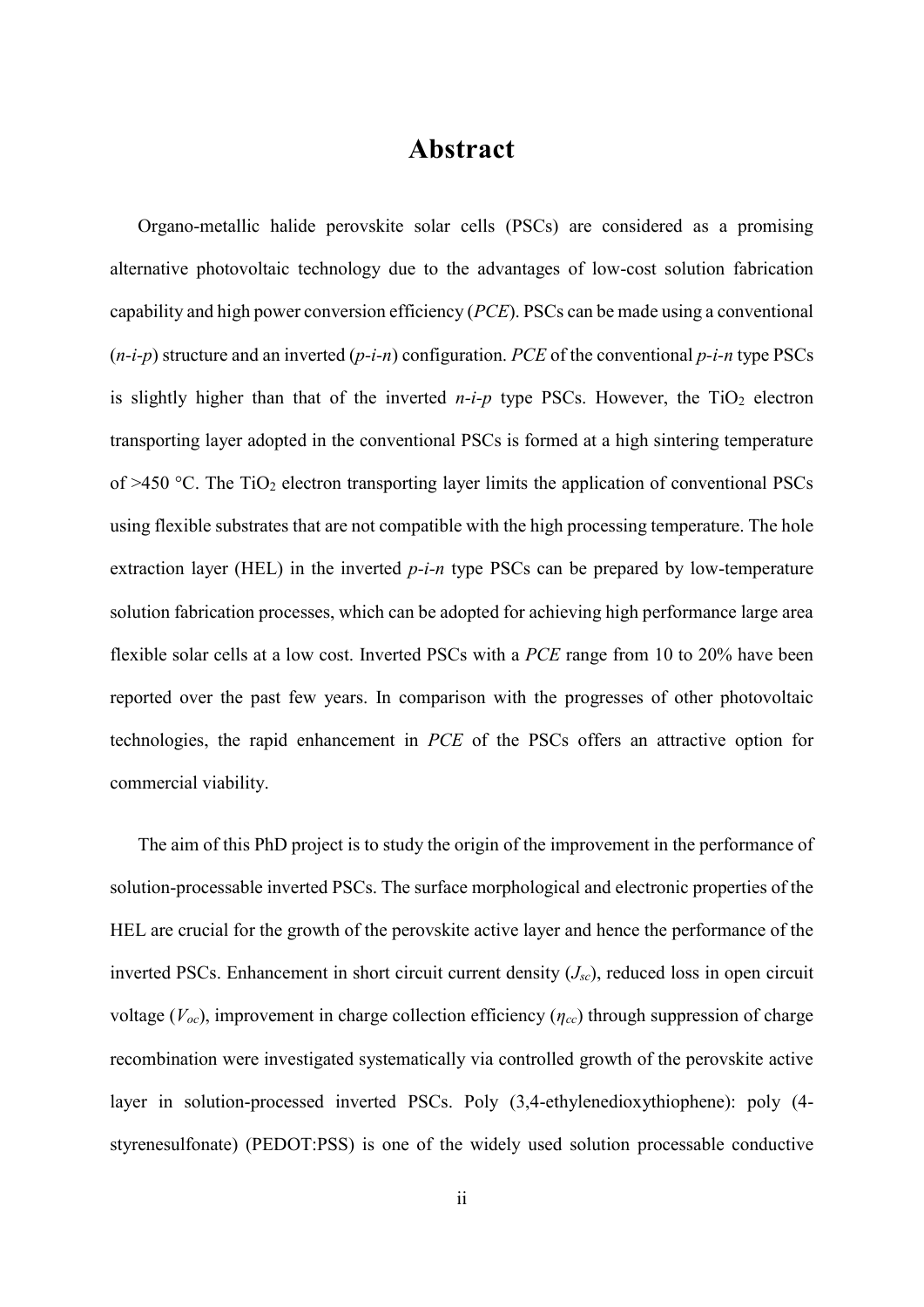# Abstract

Organo-metallic halide perovskite solar cells (PSCs) are considered as a promising alternative photovoltaic technology due to the advantages of low-cost solution fabrication capability and high power conversion efficiency (*PCE*). PSCs can be made using a conventional (*n-i-p*) structure and an inverted (*p-i-n*) configuration. *PCE* of the conventional *p-i-n* type PSCs is slightly higher than that of the inverted *n-i-p* type PSCs. However, the $TiO_2$ electron transporting layer adopted in the conventional PSCs is formed at a high sintering temperature of >450 °C. The $TiO_2$ electron transporting layer limits the application of conventional PSCs using flexible substrates that are not compatible with the high processing temperature. The hole extraction layer (HEL) in the inverted *p-i-n* type PSCs can be prepared by low-temperature solution fabrication processes, which can be adopted for achieving high performance large area flexible solar cells at a low cost. Inverted PSCs with a *PCE* range from 10 to 20% have been reported over the past few years. In comparison with the progresses of other photovoltaic technologies, the rapid enhancement in *PCE* of the PSCs offers an attractive option for commercial viability.

The aim of this PhD project is to study the origin of the improvement in the performance of solution-processable inverted PSCs. The surface morphological and electronic properties of the HEL are crucial for the growth of the perovskite active layer and hence the performance of the inverted PSCs. Enhancement in short circuit current density ($J_{sc}$), reduced loss in open circuit voltage ($V_{oc}$), improvement in charge collection efficiency ($\eta_{cc}$) through suppression of charge recombination were investigated systematically via controlled growth of the perovskite active layer in solution-processed inverted PSCs. Poly (3,4-ethylenedioxythiophene): poly (4-styrenesulfonate) (PEDOT:PSS) is one of the widely used solution processable conductive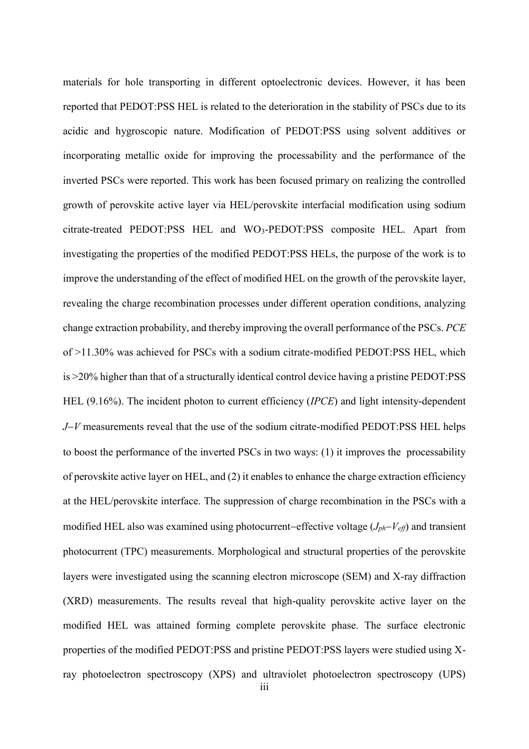materials for hole transporting in different optoelectronic devices. However, it has been reported that PEDOT:PSS HEL is related to the deterioration in the stability of PSCs due to its acidic and hygroscopic nature. Modification of PEDOT:PSS using solvent additives or incorporating metallic oxide for improving the processability and the performance of the inverted PSCs were reported. This work has been focused primary on realizing the controlled growth of perovskite active layer via HEL/perovskite interfacial modification using sodium citrate-treated PEDOT:PSS HEL and $WO_3$-PEDOT:PSS composite HEL. Apart from investigating the properties of the modified PEDOT:PSS HELs, the purpose of the work is to improve the understanding of the effect of modified HEL on the growth of the perovskite layer, revealing the charge recombination processes under different operation conditions, analyzing change extraction probability, and thereby improving the overall performance of the PSCs. *PCE* of >11.30% was achieved for PSCs with a sodium citrate-modified PEDOT:PSS HEL, which is >20% higher than that of a structurally identical control device having a pristine PEDOT:PSS HEL (9.16%). The incident photon to current efficiency (*IPCE*) and light intensity-dependent $J$−$V$ measurements reveal that the use of the sodium citrate-modified PEDOT:PSS HEL helps to boost the performance of the inverted PSCs in two ways: (1) it improves the processability of perovskite active layer on HEL, and (2) it enables to enhance the charge extraction efficiency at the HEL/perovskite interface. The suppression of charge recombination in the PSCs with a modified HEL also was examined using photocurrent−effective voltage ($J_{ph}$−$V_{eff}$) and transient photocurrent (TPC) measurements. Morphological and structural properties of the perovskite layers were investigated using the scanning electron microscope (SEM) and X-ray diffraction (XRD) measurements. The results reveal that high-quality perovskite active layer on the modified HEL was attained forming complete perovskite phase. The surface electronic properties of the modified PEDOT:PSS and pristine PEDOT:PSS layers were studied using X-ray photoelectron spectroscopy (XPS) and ultraviolet photoelectron spectroscopy (UPS)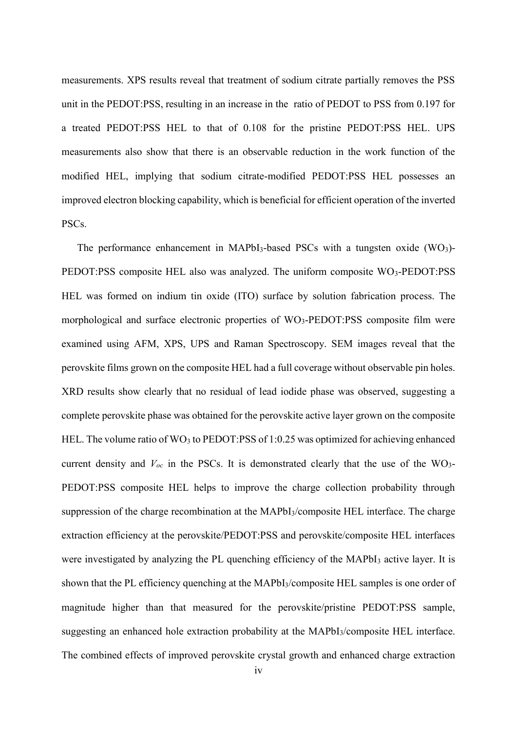measurements. XPS results reveal that treatment of sodium citrate partially removes the PSS unit in the PEDOT:PSS, resulting in an increase in the ratio of PEDOT to PSS from 0.197 for a treated PEDOT:PSS HEL to that of 0.108 for the pristine PEDOT:PSS HEL. UPS measurements also show that there is an observable reduction in the work function of the modified HEL, implying that sodium citrate-modified PEDOT:PSS HEL possesses an improved electron blocking capability, which is beneficial for efficient operation of the inverted PSCs.

The performance enhancement in $MAPbI_3$-based PSCs with a tungsten oxide ($WO_3$)-PEDOT:PSS composite HEL also was analyzed. The uniform composite $WO_3$-PEDOT:PSS HEL was formed on indium tin oxide (ITO) surface by solution fabrication process. The morphological and surface electronic properties of $WO_3$-PEDOT:PSS composite film were examined using AFM, XPS, UPS and Raman Spectroscopy. SEM images reveal that the perovskite films grown on the composite HEL had a full coverage without observable pin holes. XRD results show clearly that no residual of lead iodide phase was observed, suggesting a complete perovskite phase was obtained for the perovskite active layer grown on the composite HEL. The volume ratio of $WO_3$ to PEDOT:PSS of 1:0.25 was optimized for achieving enhanced current density and $V_{oc}$ in the PSCs. It is demonstrated clearly that the use of the $WO_3$-PEDOT:PSS composite HEL helps to improve the charge collection probability through suppression of the charge recombination at the $MAPbI_3$/composite HEL interface. The charge extraction efficiency at the perovskite/PEDOT:PSS and perovskite/composite HEL interfaces were investigated by analyzing the PL quenching efficiency of the $MAPbI_3$ active layer. It is shown that the PL efficiency quenching at the $MAPbI_3$/composite HEL samples is one order of magnitude higher than that measured for the perovskite/pristine PEDOT:PSS sample, suggesting an enhanced hole extraction probability at the $MAPbI_3$/composite HEL interface. The combined effects of improved perovskite crystal growth and enhanced charge extraction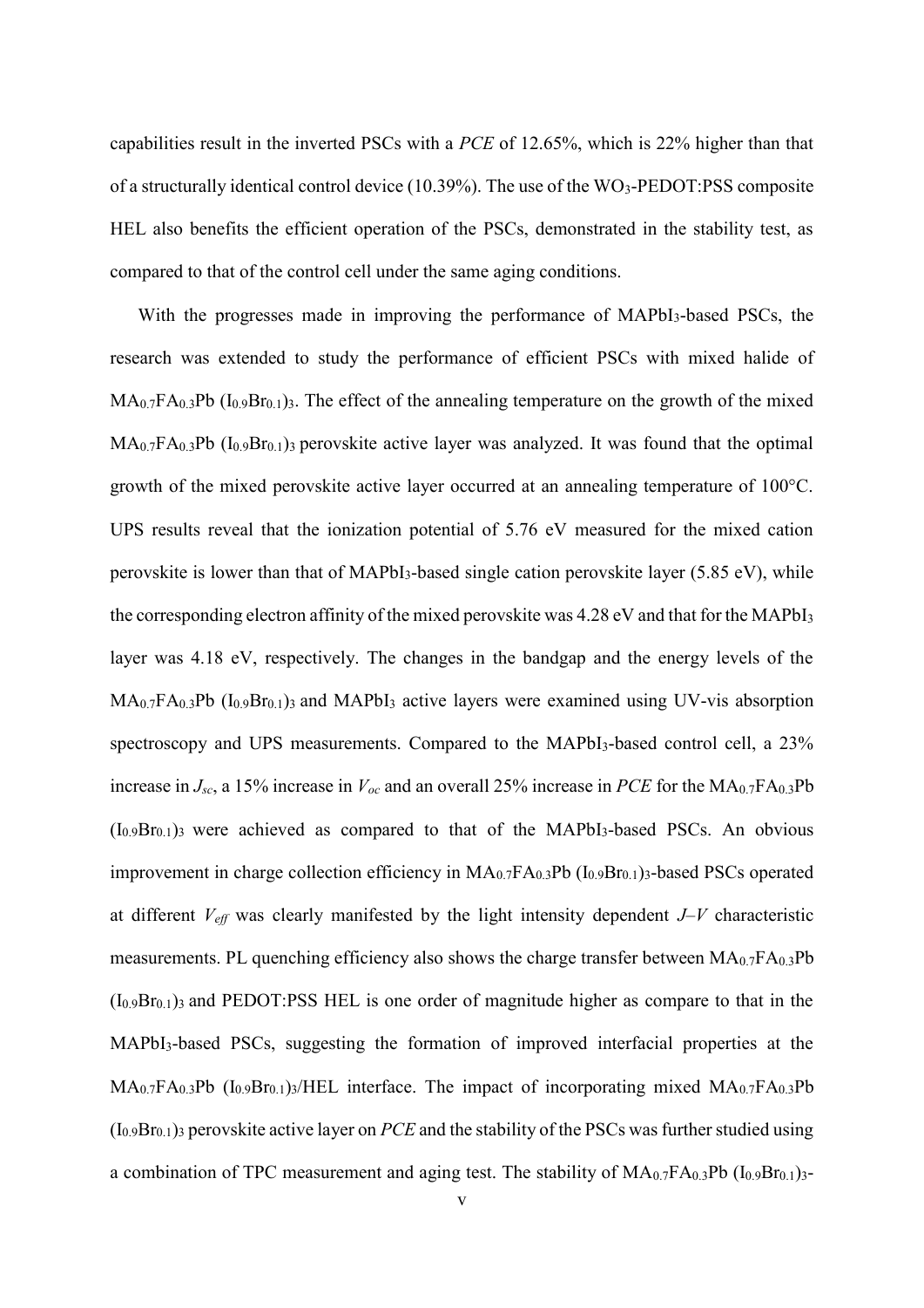capabilities result in the inverted PSCs with a *PCE* of 12.65%, which is 22% higher than that of a structurally identical control device (10.39%). The use of the $WO_3$-PEDOT:PSS composite HEL also benefits the efficient operation of the PSCs, demonstrated in the stability test, as compared to that of the control cell under the same aging conditions.

With the progresses made in improving the performance of $MAPbI_3$-based PSCs, the research was extended to study the performance of efficient PSCs with mixed halide of $MA_{0.7}FA_{0.3}Pb\ (I_{0.9}Br_{0.1})_3$. The effect of the annealing temperature on the growth of the mixed $MA_{0.7}FA_{0.3}Pb\ (I_{0.9}Br_{0.1})_3$ perovskite active layer was analyzed. It was found that the optimal growth of the mixed perovskite active layer occurred at an annealing temperature of 100°C. UPS results reveal that the ionization potential of 5.76 eV measured for the mixed cation perovskite is lower than that of $MAPbI_3$-based single cation perovskite layer (5.85 eV), while the corresponding electron affinity of the mixed perovskite was 4.28 eV and that for the $MAPbI_3$ layer was 4.18 eV, respectively. The changes in the bandgap and the energy levels of the $MA_{0.7}FA_{0.3}Pb\ (I_{0.9}Br_{0.1})_3$ and $MAPbI_3$ active layers were examined using UV-vis absorption spectroscopy and UPS measurements. Compared to the $MAPbI_3$-based control cell, a 23% increase in $J_{sc}$, a 15% increase in $V_{oc}$ and an overall 25% increase in *PCE* for the $MA_{0.7}FA_{0.3}Pb\ (I_{0.9}Br_{0.1})_3$ were achieved as compared to that of the $MAPbI_3$-based PSCs. An obvious improvement in charge collection efficiency in $MA_{0.7}FA_{0.3}Pb\ (I_{0.9}Br_{0.1})_3$-based PSCs operated at different $V_{eff}$ was clearly manifested by the light intensity dependent *J–V* characteristic measurements. PL quenching efficiency also shows the charge transfer between $MA_{0.7}FA_{0.3}Pb\ (I_{0.9}Br_{0.1})_3$ and PEDOT:PSS HEL is one order of magnitude higher as compare to that in the $MAPbI_3$-based PSCs, suggesting the formation of improved interfacial properties at the $MA_{0.7}FA_{0.3}Pb\ (I_{0.9}Br_{0.1})_3$/HEL interface. The impact of incorporating mixed $MA_{0.7}FA_{0.3}Pb\ (I_{0.9}Br_{0.1})_3$ perovskite active layer on *PCE* and the stability of the PSCs was further studied using a combination of TPC measurement and aging test. The stability of $MA_{0.7}FA_{0.3}Pb\ (I_{0.9}Br_{0.1})_3$-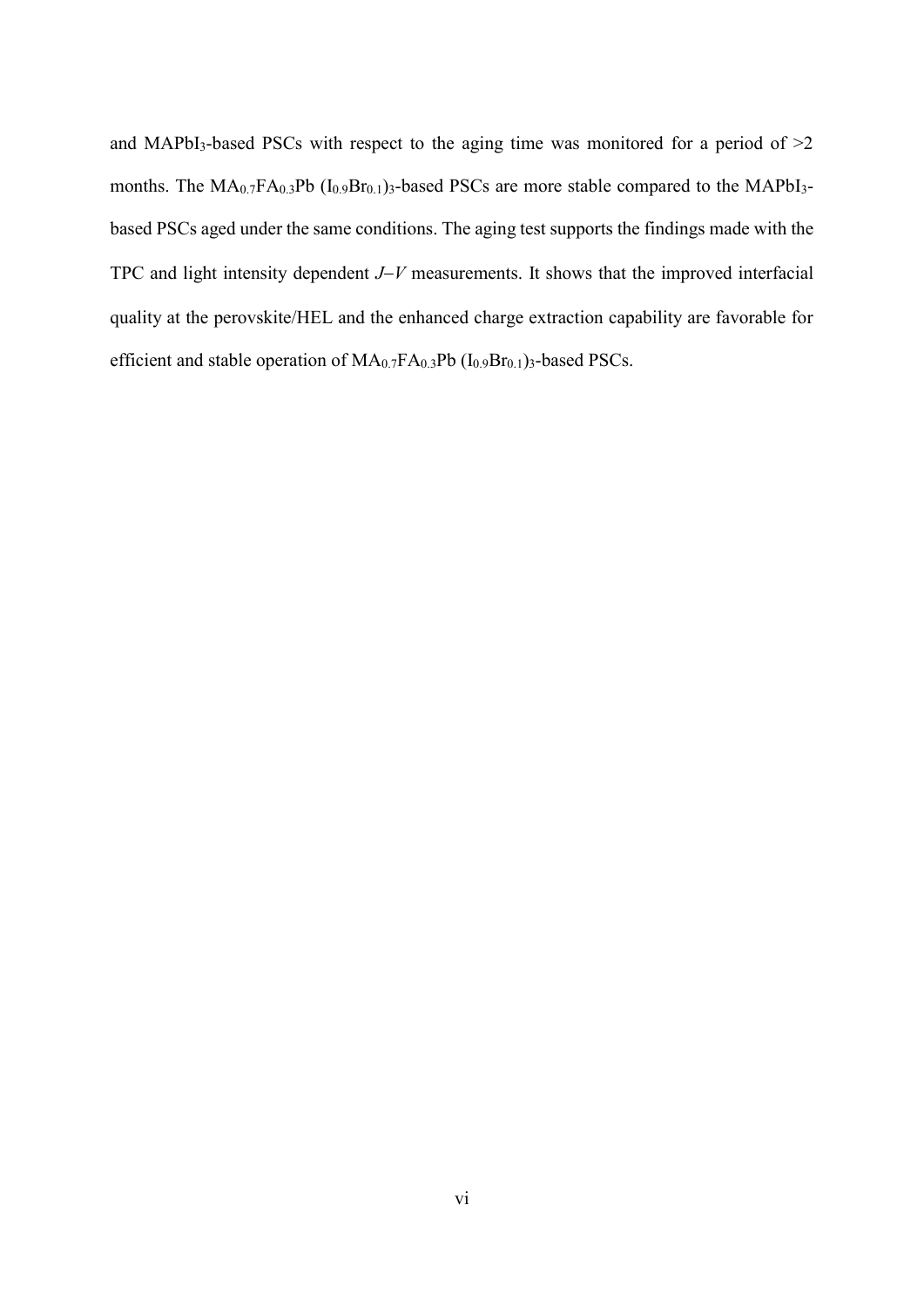and $MAPbI_3$-based PSCs with respect to the aging time was monitored for a period of >2 months. The $MA_{0.7}FA_{0.3}Pb\ (I_{0.9}Br_{0.1})_3$-based PSCs are more stable compared to the $MAPbI_3$-based PSCs aged under the same conditions. The aging test supports the findings made with the TPC and light intensity dependent *J–V* measurements. It shows that the improved interfacial quality at the perovskite/HEL and the enhanced charge extraction capability are favorable for efficient and stable operation of $MA_{0.7}FA_{0.3}Pb\ (I_{0.9}Br_{0.1})_3$-based PSCs.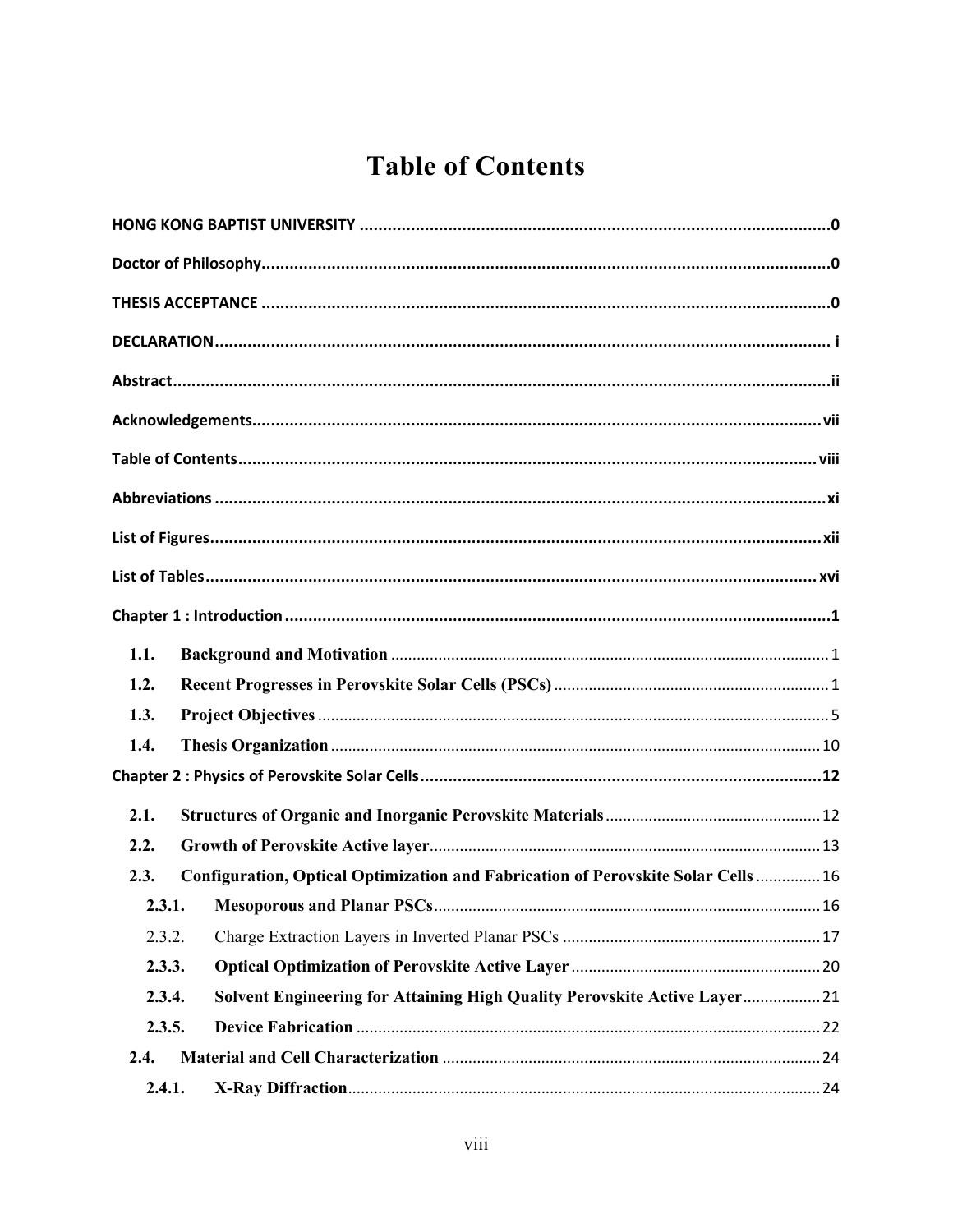# Table of Contents

**HONG KONG BAPTIST UNIVERSITY** ........................................ **0**

**Doctor of Philosophy** ........................................ **0**

**THESIS ACCEPTANCE** ........................................ **0**

**DECLARATION** ........................................ **i**

**Abstract** ........................................ **ii**

**Acknowledgements** ........................................ **vii**

**Table of Contents** ........................................ **viii**

**Abbreviations** ........................................ **xi**

**List of Figures** ........................................ **xii**

**List of Tables** ........................................ **xvi**

**Chapter 1 : Introduction** ........................................ **1**

- **1.1. Background and Motivation** ........................................ 1
- **1.2. Recent Progresses in Perovskite Solar Cells (PSCs)** ........................................ 1
- **1.3. Project Objectives** ........................................ 5
- **1.4. Thesis Organization** ........................................ 10

**Chapter 2 : Physics of Perovskite Solar Cells** ........................................ **12**

- **2.1. Structures of Organic and Inorganic Perovskite Materials** ........................................ 12
- **2.2. Growth of Perovskite Active layer** ........................................ 13
- **2.3. Configuration, Optical Optimization and Fabrication of Perovskite Solar Cells** ........................................ 16
  - **2.3.1. Mesoporous and Planar PSCs** ........................................ 16
  - 2.3.2. Charge Extraction Layers in Inverted Planar PSCs ........................................ 17
  - **2.3.3. Optical Optimization of Perovskite Active Layer** ........................................ 20
  - **2.3.4. Solvent Engineering for Attaining High Quality Perovskite Active Layer** ........................................ 21
  - **2.3.5. Device Fabrication** ........................................ 22
- **2.4. Material and Cell Characterization** ........................................ 24
  - **2.4.1. X-Ray Diffraction** ........................................ 24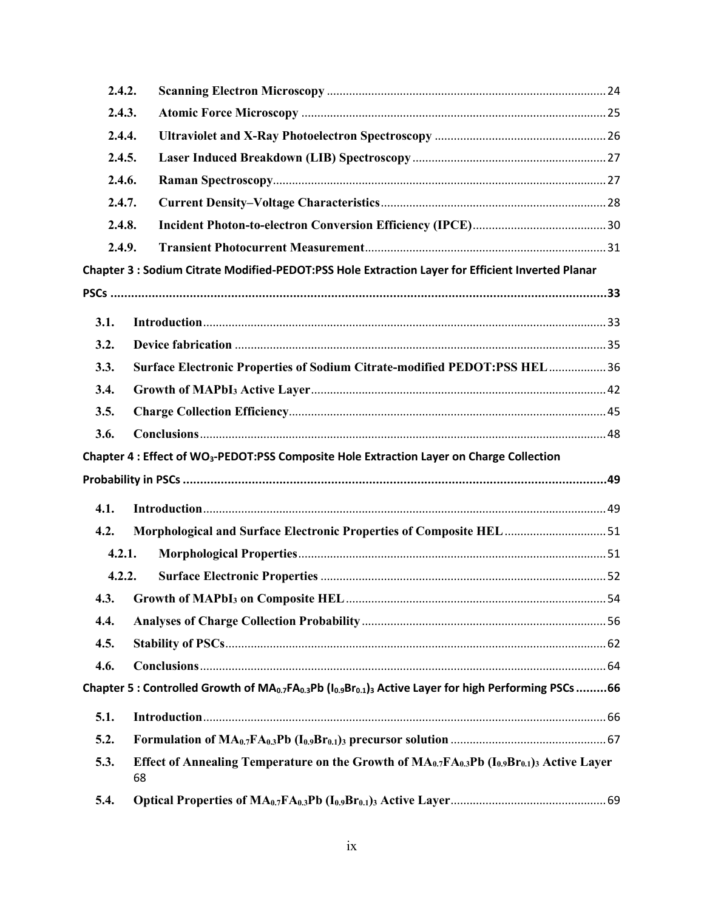2.4.2. **Scanning Electron Microscopy** .......... 24

2.4.3. **Atomic Force Microscopy** .......... 25

2.4.4. **Ultraviolet and X-Ray Photoelectron Spectroscopy** .......... 26

2.4.5. **Laser Induced Breakdown (LIB) Spectroscopy** .......... 27

2.4.6. **Raman Spectroscopy** .......... 27

2.4.7. **Current Density–Voltage Characteristics** .......... 28

2.4.8. **Incident Photon-to-electron Conversion Efficiency (IPCE)** .......... 30

2.4.9. **Transient Photocurrent Measurement** .......... 31

**Chapter 3 : Sodium Citrate Modified-PEDOT:PSS Hole Extraction Layer for Efficient Inverted Planar PSCs .......... 33**

3.1. **Introduction** .......... 33

3.2. **Device fabrication** .......... 35

3.3. **Surface Electronic Properties of Sodium Citrate-modified PEDOT:PSS HEL** .......... 36

3.4. **Growth of $MAPbI_3$ Active Layer** .......... 42

3.5. **Charge Collection Efficiency** .......... 45

3.6. **Conclusions** .......... 48

**Chapter 4 : Effect of $WO_3$-PEDOT:PSS Composite Hole Extraction Layer on Charge Collection Probability in PSCs .......... 49**

4.1. **Introduction** .......... 49

4.2. **Morphological and Surface Electronic Properties of Composite HEL** .......... 51

4.2.1. **Morphological Properties** .......... 51

4.2.2. **Surface Electronic Properties** .......... 52

4.3. **Growth of $MAPbI_3$ on Composite HEL** .......... 54

4.4. **Analyses of Charge Collection Probability** .......... 56

4.5. **Stability of PSCs** .......... 62

4.6. **Conclusions** .......... 64

**Chapter 5 : Controlled Growth of $MA_{0.7}FA_{0.3}Pb(I_{0.9}Br_{0.1})_3$ Active Layer for high Performing PSCs .......... 66**

5.1. **Introduction** .......... 66

5.2. **Formulation of $MA_{0.7}FA_{0.3}Pb(I_{0.9}Br_{0.1})_3$ precursor solution** .......... 67

5.3. **Effect of Annealing Temperature on the Growth of $MA_{0.7}FA_{0.3}Pb(I_{0.9}Br_{0.1})_3$ Active Layer** 68

5.4. **Optical Properties of $MA_{0.7}FA_{0.3}Pb(I_{0.9}Br_{0.1})_3$ Active Layer** .......... 69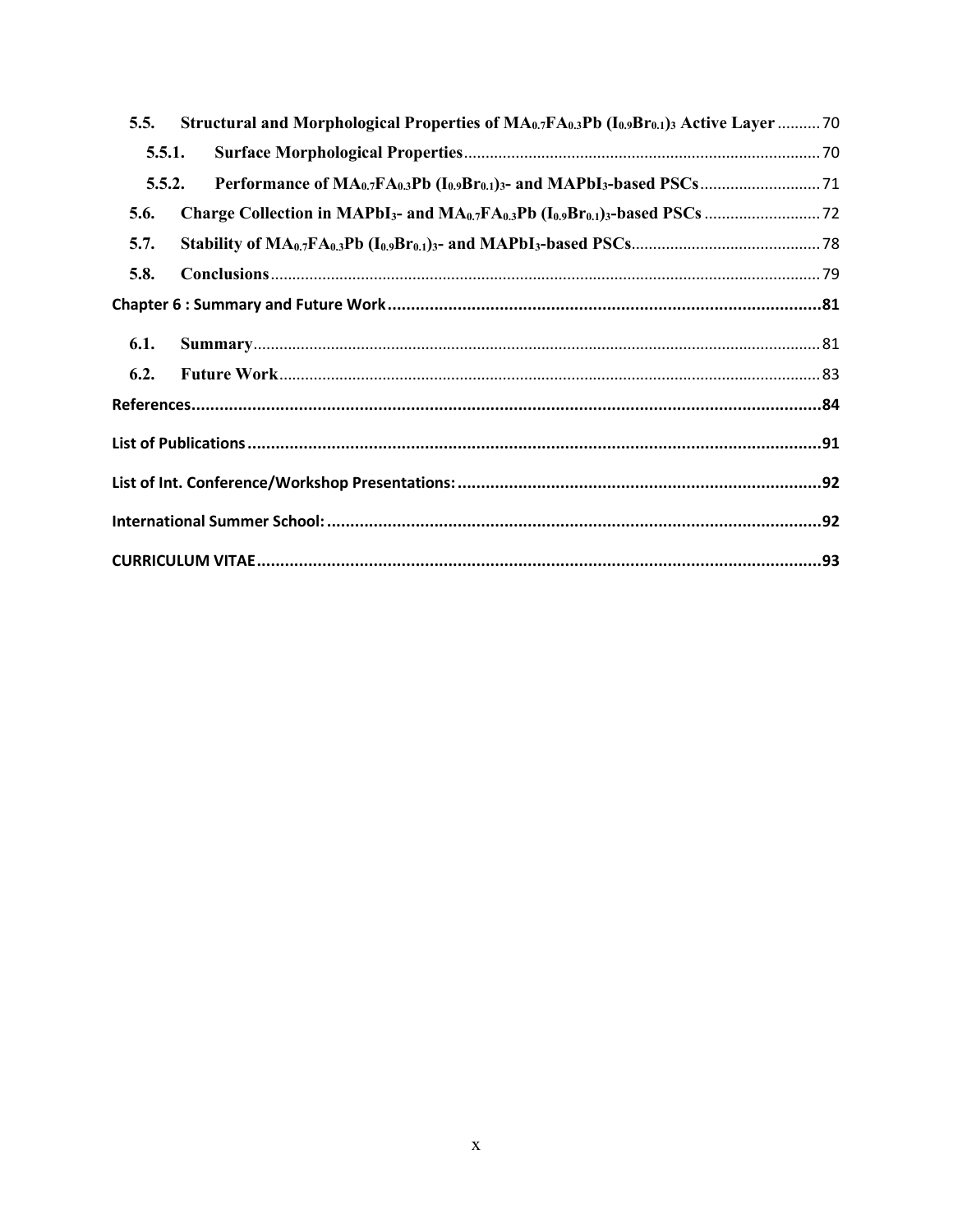5.5. **Structural and Morphological Properties of $MA_{0.7}FA_{0.3}Pb(I_{0.9}Br_{0.1})_3$ Active Layer** .......... 70

5.5.1. **Surface Morphological Properties** .......... 70

5.5.2. **Performance of $MA_{0.7}FA_{0.3}Pb(I_{0.9}Br_{0.1})_3$- and $MAPbI_3$-based PSCs** .......... 71

5.6. **Charge Collection in $MAPbI_3$- and $MA_{0.7}FA_{0.3}Pb(I_{0.9}Br_{0.1})_3$-based PSCs** .......... 72

5.7. **Stability of $MA_{0.7}FA_{0.3}Pb(I_{0.9}Br_{0.1})_3$- and $MAPbI_3$-based PSCs** .......... 78

5.8. **Conclusions** .......... 79

**Chapter 6 : Summary and Future Work .......... 81**

6.1. **Summary** .......... 81

6.2. **Future Work** .......... 83

**References .......... 84**

**List of Publications .......... 91**

**List of Int. Conference/Workshop Presentations: .......... 92**

**International Summer School: .......... 92**

**CURRICULUM VITAE .......... 93**